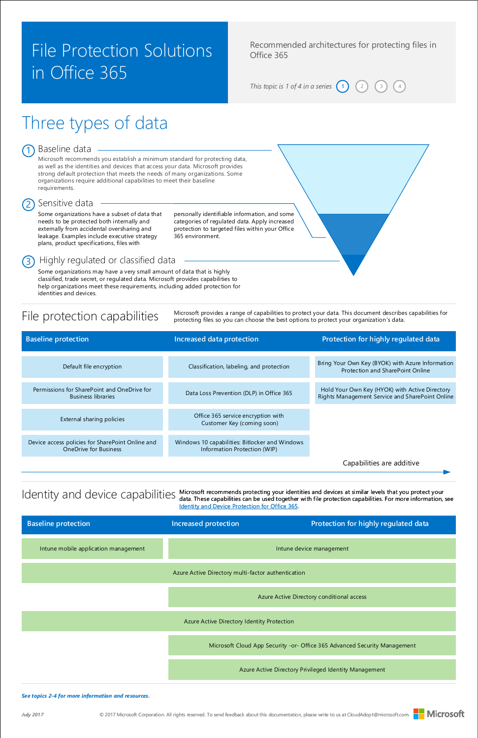# File Protection Solutions in Office 365

Recommended architectures for protecting files in Office 365

*This topic is 1 of 4 in a series* 1 2 3 4

## Three types of data

### 1 Baseline data

Microsoft recommends you establish a minimum standard for protecting data, as well as the identities and devices that access your data. Microsoft provides strong default protection that meets the needs of many organizations. Some organizations require additional capabilities to meet their baseline requirements.

### 2 Sensitive data

Some organizations have a subset of data that needs to be protected both internally and externally from accidental oversharing and leakage. Examples include executive strategy plans, product specifications, files with personally identifiable information, and some categories of regulated data. Apply increased protection to targeted files within your Office 365 environment.

### 3 Highly regulated or classified data

Some organizations may have a very small amount of data that is highly classified, trade secret, or regulated data. Microsoft provides capabilities to help organizations meet these requirements, including added protection for identities and devices.

## File protection capabilities

Microsoft provides a range of capabilities to protect your data. This document describes capabilities for protecting files so you can choose the best options to protect your organization's data.

| Baseline protection | Increased data protection | Protection for highly regulated data |
|---|---|---|
| Default file encryption | Classification, labeling, and protection | Bring Your Own Key (BYOK) with Azure Information Protection and SharePoint Online |
| Permissions for SharePoint and OneDrive for Business libraries | Data Loss Prevention (DLP) in Office 365 | Hold Your Own Key (HYOK) with Active Directory Rights Management Service and SharePoint Online |
| External sharing policies | Office 365 service encryption with Customer Key (coming soon) | |
| Device access policies for SharePoint Online and OneDrive for Business | Windows 10 capabilities: Bitlocker and Windows Information Protection (WIP) | |

Capabilities are additive

## Identity and device capabilities

Microsoft recommends protecting your identities and devices at similar levels that you protect your data. These capabilities can be used together with file protection capabilities. For more information, see [Identity and Device Protection for Office 365](Identity and Device Protection for Office 365).

| Baseline protection | Increased protection | Protection for highly regulated data |
|---|---|---|
| Intune mobile application management | Intune device management | |
| Azure Active Directory multi-factor authentication | | |
| | Azure Active Directory conditional access | |
| Azure Active Directory Identity Protection | | |
| | Microsoft Cloud App Security -or- Office 365 Advanced Security Management | |
| | Azure Active Directory Privileged Identity Management | |

***See topics 2-4 for more information and resources.***

*July 2017*

© 2017 Microsoft Corporation. All rights reserved. To send feedback about this documentation, please write to us at CloudAdopt@microsoft.com.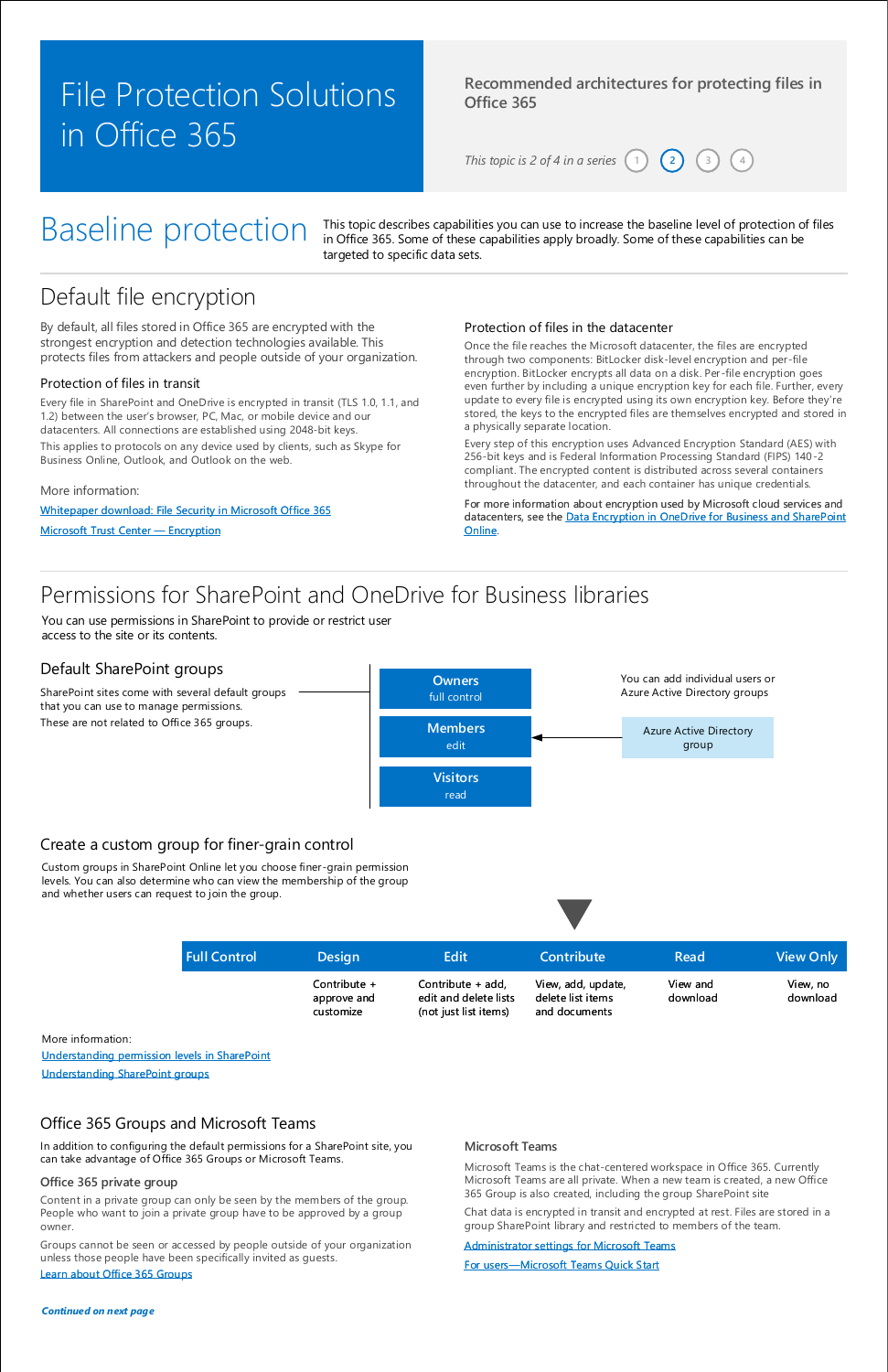# File Protection Solutions in Office 365

**Recommended architectures for protecting files in Office 365**

*This topic is 2 of 4 in a series* 1 2 3 4

# Baseline protection

This topic describes capabilities you can use to increase the baseline level of protection of files in Office 365. Some of these capabilities apply broadly. Some of these capabilities can be targeted to specific data sets.

## Default file encryption

By default, all files stored in Office 365 are encrypted with the strongest encryption and detection technologies available. This protects files from attackers and people outside of your organization.

### Protection of files in transit

Every file in SharePoint and OneDrive is encrypted in transit (TLS 1.0, 1.1, and 1.2) between the user's browser, PC, Mac, or mobile device and our datacenters. All connections are established using 2048-bit keys.

This applies to protocols on any device used by clients, such as Skype for Business Online, Outlook, and Outlook on the web.

More information:

[Whitepaper download: File Security in Microsoft Office 365]()

[Microsoft Trust Center — Encryption]()

### Protection of files in the datacenter

Once the file reaches the Microsoft datacenter, the files are encrypted through two components: BitLocker disk-level encryption and per-file encryption. BitLocker encrypts all data on a disk. Per-file encryption goes even further by including a unique encryption key for each file. Further, every update to every file is encrypted using its own encryption key. Before they're stored, the keys to the encrypted files are themselves encrypted and stored in a physically separate location.

Every step of this encryption uses Advanced Encryption Standard (AES) with 256-bit keys and is Federal Information Processing Standard (FIPS) 140-2 compliant. The encrypted content is distributed across several containers throughout the datacenter, and each container has unique credentials.

For more information about encryption used by Microsoft cloud services and datacenters, see the [Data Encryption in OneDrive for Business and SharePoint Online]().

## Permissions for SharePoint and OneDrive for Business libraries

You can use permissions in SharePoint to provide or restrict user access to the site or its contents.

### Default SharePoint groups

SharePoint sites come with several default groups that you can use to manage permissions.

These are not related to Office 365 groups.

- **Owners** — full control
- **Members** — edit
- **Visitors** — read

You can add individual users or Azure Active Directory groups

Azure Active Directory group → Members

### Create a custom group for finer-grain control

Custom groups in SharePoint Online let you choose finer-grain permission levels. You can also determine who can view the membership of the group and whether users can request to join the group.

| Full Control | Design | Edit | Contribute | Read | View Only |
|---|---|---|---|---|---|
| | Contribute + approve and customize | Contribute + add, edit and delete lists (not just list items) | View, add, update, delete list items and documents | View and download | View, no download |

More information:

[Understanding permission levels in SharePoint]()

[Understanding SharePoint groups]()

## Office 365 Groups and Microsoft Teams

In addition to configuring the default permissions for a SharePoint site, you can take advantage of Office 365 Groups or Microsoft Teams.

### Office 365 private group

Content in a private group can only be seen by the members of the group. People who want to join a private group have to be approved by a group owner.

Groups cannot be seen or accessed by people outside of your organization unless those people have been specifically invited as guests.

[Learn about Office 365 Groups]()

### Microsoft Teams

Microsoft Teams is the chat-centered workspace in Office 365. Currently Microsoft Teams are all private. When a new team is created, a new Office 365 Group is also created, including the group SharePoint site

Chat data is encrypted in transit and encrypted at rest. Files are stored in a group SharePoint library and restricted to members of the team.

[Administrator settings for Microsoft Teams]()

[For users—Microsoft Teams Quick Start]()

*Continued on next page*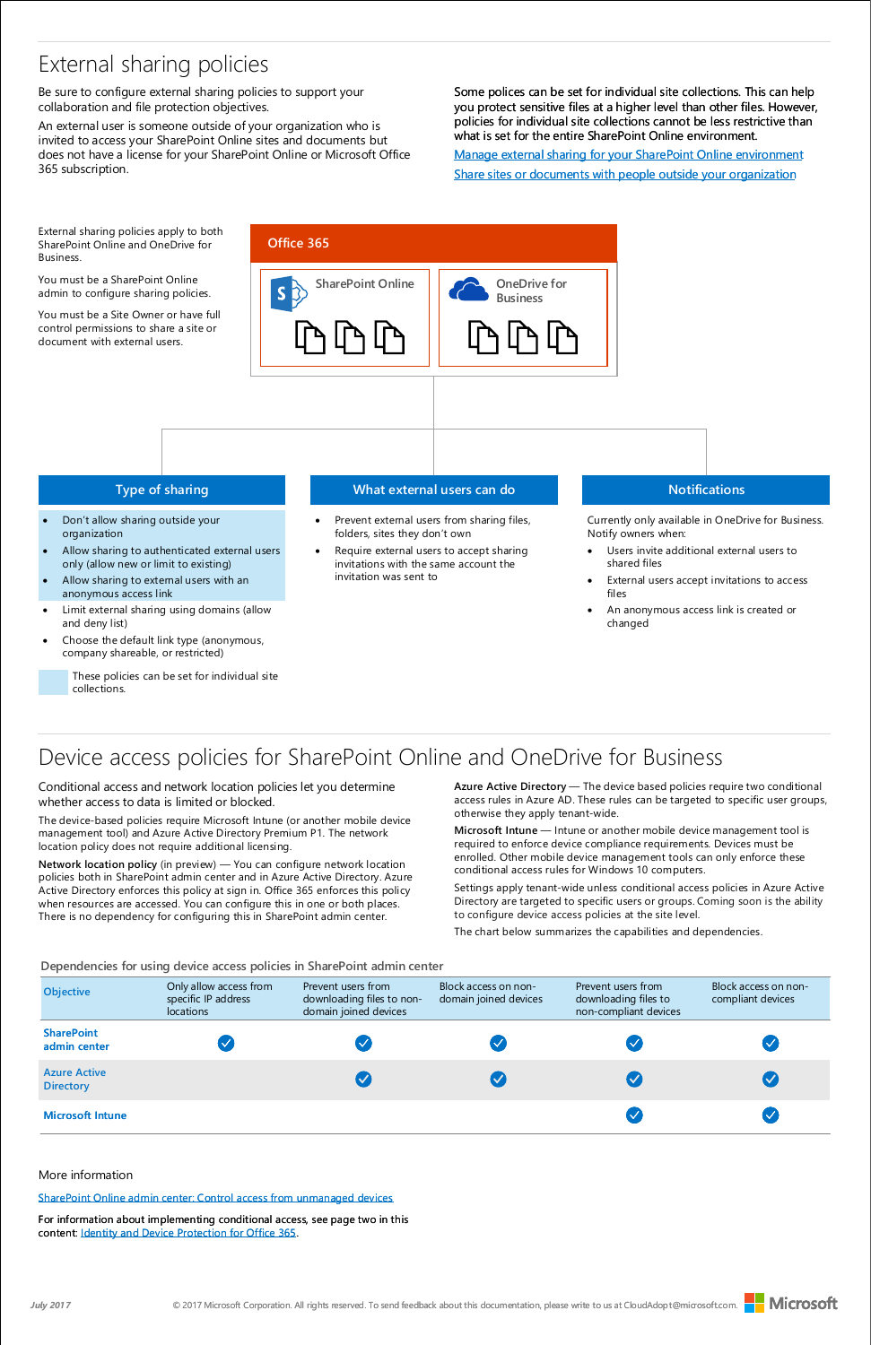# External sharing policies

Be sure to configure external sharing policies to support your collaboration and file protection objectives.

An external user is someone outside of your organization who is invited to access your SharePoint Online sites and documents but does not have a license for your SharePoint Online or Microsoft Office 365 subscription.

Some polices can be set for individual site collections. This can help you protect sensitive files at a higher level than other files. However, policies for individual site collections cannot be less restrictive than what is set for the entire SharePoint Online environment.

[Manage external sharing for your SharePoint Online environment](#)

[Share sites or documents with people outside your organization](#)

External sharing policies apply to both SharePoint Online and OneDrive for Business.

You must be a SharePoint Online admin to configure sharing policies.

You must be a Site Owner or have full control permissions to share a site or document with external users.

**Office 365**

- SharePoint Online
- OneDrive for Business

## Type of sharing

- Don't allow sharing outside your organization
- Allow sharing to authenticated external users only (allow new or limit to existing)
- Allow sharing to external users with an anonymous access link
- Limit external sharing using domains (allow and deny list)
- Choose the default link type (anonymous, company shareable, or restricted)

These policies can be set for individual site collections. (Applies to the first three items above.)

## What external users can do

- Prevent external users from sharing files, folders, sites they don't own
- Require external users to accept sharing invitations with the same account the invitation was sent to

## Notifications

Currently only available in OneDrive for Business. Notify owners when:

- Users invite additional external users to shared files
- External users accept invitations to access files
- An anonymous access link is created or changed

# Device access policies for SharePoint Online and OneDrive for Business

Conditional access and network location policies let you determine whether access to data is limited or blocked.

The device-based policies require Microsoft Intune (or another mobile device management tool) and Azure Active Directory Premium P1. The network location policy does not require additional licensing.

**Network location policy** (in preview) — You can configure network location policies both in SharePoint admin center and in Azure Active Directory. Azure Active Directory enforces this policy at sign in. Office 365 enforces this policy when resources are accessed. You can configure this in one or both places. There is no dependency for configuring this in SharePoint admin center.

**Azure Active Directory** — The device based policies require two conditional access rules in Azure AD. These rules can be targeted to specific user groups, otherwise they apply tenant-wide.

**Microsoft Intune** — Intune or another mobile device management tool is required to enforce device compliance requirements. Devices must be enrolled. Other mobile device management tools can only enforce these conditional access rules for Windows 10 computers.

Settings apply tenant-wide unless conditional access policies in Azure Active Directory are targeted to specific users or groups. Coming soon is the ability to configure device access policies at the site level.

The chart below summarizes the capabilities and dependencies.

Dependencies for using device access policies in SharePoint admin center

| Objective | Only allow access from specific IP address locations | Prevent users from downloading files to non-domain joined devices | Block access on non-domain joined devices | Prevent users from downloading files to non-compliant devices | Block access on non-compliant devices |
|---|---|---|---|---|---|
| **SharePoint admin center** | ✓ | ✓ | ✓ | ✓ | ✓ |
| **Azure Active Directory** | | ✓ | ✓ | ✓ | ✓ |
| **Microsoft Intune** | | | | ✓ | ✓ |

More information

[SharePoint Online admin center: Control access from unmanaged devices](#)

For information about implementing conditional access, see page two in this content: [Identity and Device Protection for Office 365](#).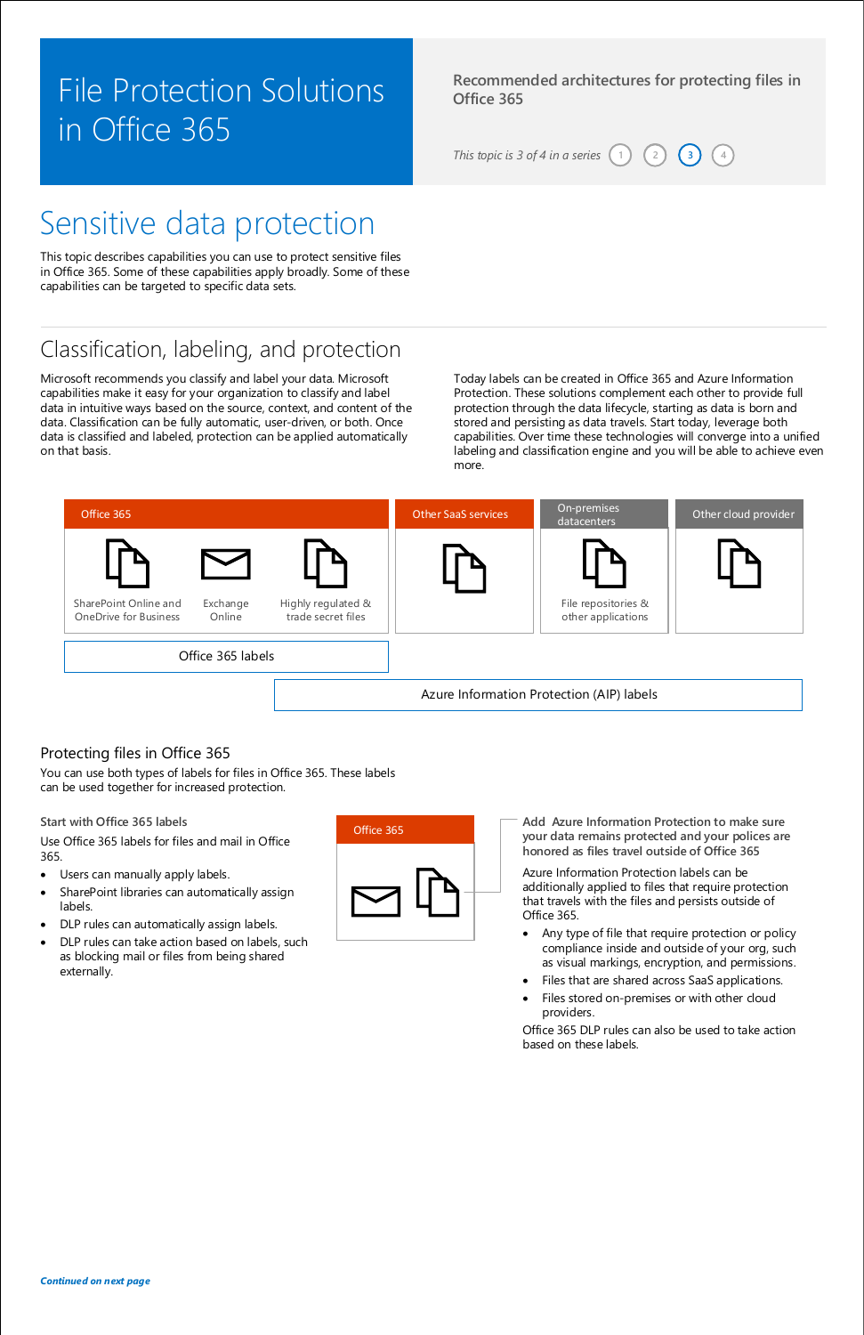# File Protection Solutions in Office 365

Recommended architectures for protecting files in Office 365

*This topic is 3 of 4 in a series* 1 2 3 4

# Sensitive data protection

This topic describes capabilities you can use to protect sensitive files in Office 365. Some of these capabilities apply broadly. Some of these capabilities can be targeted to specific data sets.

## Classification, labeling, and protection

Microsoft recommends you classify and label your data. Microsoft capabilities make it easy for your organization to classify and label data in intuitive ways based on the source, context, and content of the data. Classification can be fully automatic, user-driven, or both. Once data is classified and labeled, protection can be applied automatically on that basis.

Today labels can be created in Office 365 and Azure Information Protection. These solutions complement each other to provide full protection through the data lifecycle, starting as data is born and stored and persisting as data travels. Start today, leverage both capabilities. Over time these technologies will converge into a unified labeling and classification engine and you will be able to achieve even more.

Office 365

- SharePoint Online and OneDrive for Business
- Exchange Online
- Highly regulated & trade secret files

Other SaaS services

On-premises datacenters

- File repositories & other applications

Other cloud provider

Office 365 labels

Azure Information Protection (AIP) labels

### Protecting files in Office 365

You can use both types of labels for files in Office 365. These labels can be used together for increased protection.

**Start with Office 365 labels**

Use Office 365 labels for files and mail in Office 365.

- Users can manually apply labels.
- SharePoint libraries can automatically assign labels.
- DLP rules can automatically assign labels.
- DLP rules can take action based on labels, such as blocking mail or files from being shared externally.

Office 365

**Add Azure Information Protection to make sure your data remains protected and your polices are honored as files travel outside of Office 365**

Azure Information Protection labels can be additionally applied to files that require protection that travels with the files and persists outside of Office 365.

- Any type of file that require protection or policy compliance inside and outside of your org, such as visual markings, encryption, and permissions.
- Files that are shared across SaaS applications.
- Files stored on-premises or with other cloud providers.

Office 365 DLP rules can also be used to take action based on these labels.

***Continued on next page***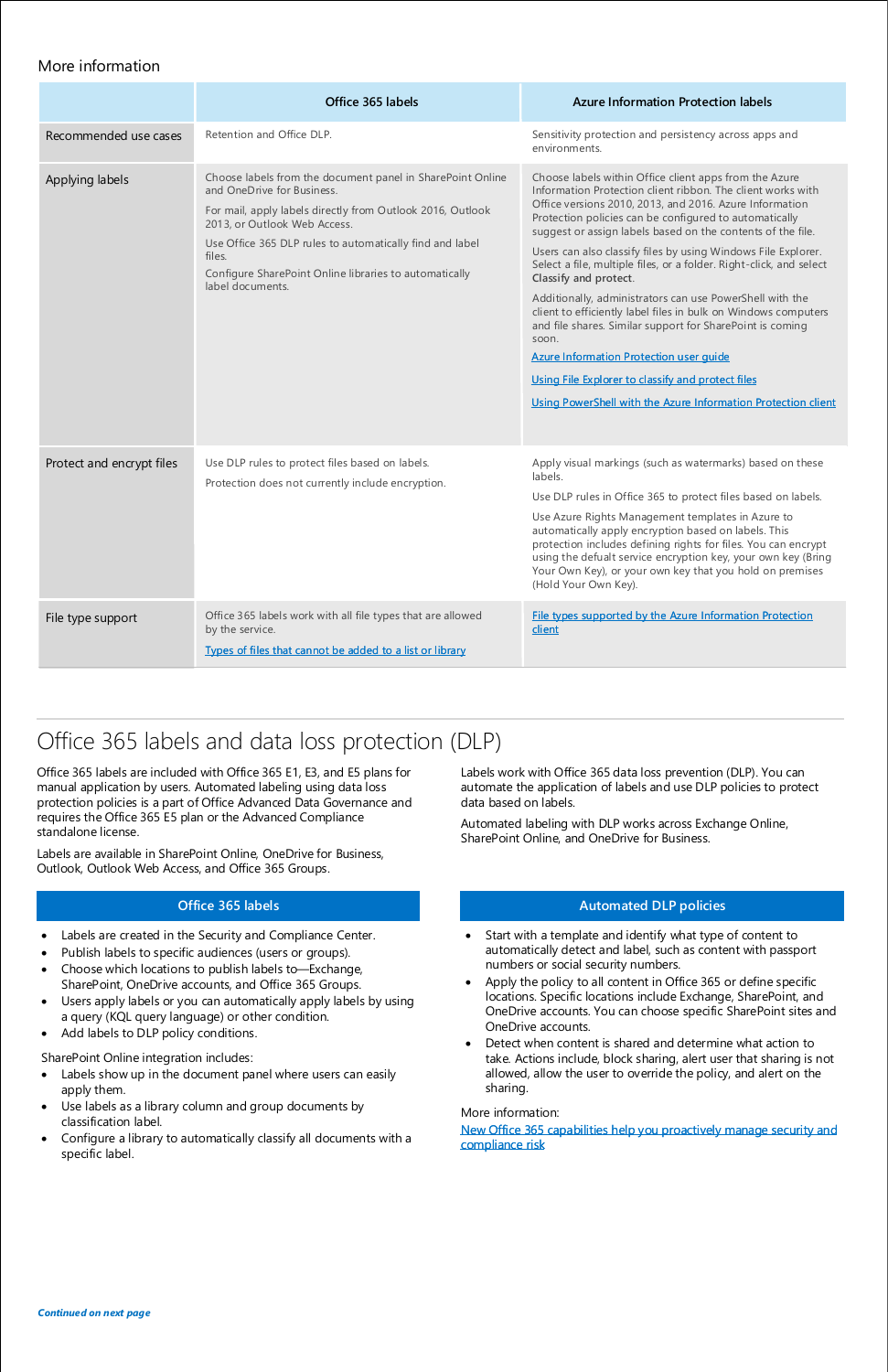More information

| | Office 365 labels | Azure Information Protection labels |
|---|---|---|
| Recommended use cases | Retention and Office DLP. | Sensitivity protection and persistency across apps and environments. |
| Applying labels | Choose labels from the document panel in SharePoint Online and OneDrive for Business.<br><br>For mail, apply labels directly from Outlook 2016, Outlook 2013, or Outlook Web Access.<br><br>Use Office 365 DLP rules to automatically find and label files.<br><br>Configure SharePoint Online libraries to automatically label documents. | Choose labels within Office client apps from the Azure Information Protection client ribbon. The client works with Office versions 2010, 2013, and 2016. Azure Information Protection policies can be configured to automatically suggest or assign labels based on the contents of the file.<br><br>Users can also classify files by using Windows File Explorer. Select a file, multiple files, or a folder. Right-click, and select **Classify and protect**.<br><br>Additionally, administrators can use PowerShell with the client to efficiently label files in bulk on Windows computers and file shares. Similar support for SharePoint is coming soon.<br><br>Azure Information Protection user guide<br><br>Using File Explorer to classify and protect files<br><br>Using PowerShell with the Azure Information Protection client |
| Protect and encrypt files | Use DLP rules to protect files based on labels.<br><br>Protection does not currently include encryption. | Apply visual markings (such as watermarks) based on these labels.<br><br>Use DLP rules in Office 365 to protect files based on labels.<br><br>Use Azure Rights Management templates in Azure to automatically apply encryption based on labels. This protection includes defining rights for files. You can encrypt using the defualt service encryption key, your own key (Bring Your Own Key), or your own key that you hold on premises (Hold Your Own Key). |
| File type support | Office 365 labels work with all file types that are allowed by the service.<br><br>Types of files that cannot be added to a list or library | File types supported by the Azure Information Protection client |

# Office 365 labels and data loss protection (DLP)

Office 365 labels are included with Office 365 E1, E3, and E5 plans for manual application by users. Automated labeling using data loss protection policies is a part of Office Advanced Data Governance and requires the Office 365 E5 plan or the Advanced Compliance standalone license.

Labels are available in SharePoint Online, OneDrive for Business, Outlook, Outlook Web Access, and Office 365 Groups.

Labels work with Office 365 data loss prevention (DLP). You can automate the application of labels and use DLP policies to protect data based on labels.

Automated labeling with DLP works across Exchange Online, SharePoint Online, and OneDrive for Business.

## Office 365 labels

- Labels are created in the Security and Compliance Center.
- Publish labels to specific audiences (users or groups).
- Choose which locations to publish labels to—Exchange, SharePoint, OneDrive accounts, and Office 365 Groups.
- Users apply labels or you can automatically apply labels by using a query (KQL query language) or other condition.
- Add labels to DLP policy conditions.

SharePoint Online integration includes:

- Labels show up in the document panel where users can easily apply them.
- Use labels as a library column and group documents by classification label.
- Configure a library to automatically classify all documents with a specific label.

## Automated DLP policies

- Start with a template and identify what type of content to automatically detect and label, such as content with passport numbers or social security numbers.
- Apply the policy to all content in Office 365 or define specific locations. Specific locations include Exchange, SharePoint, and OneDrive accounts. You can choose specific SharePoint sites and OneDrive accounts.
- Detect when content is shared and determine what action to take. Actions include, block sharing, alert user that sharing is not allowed, allow the user to override the policy, and alert on the sharing.

More information:
New Office 365 capabilities help you proactively manage security and compliance risk

*Continued on next page*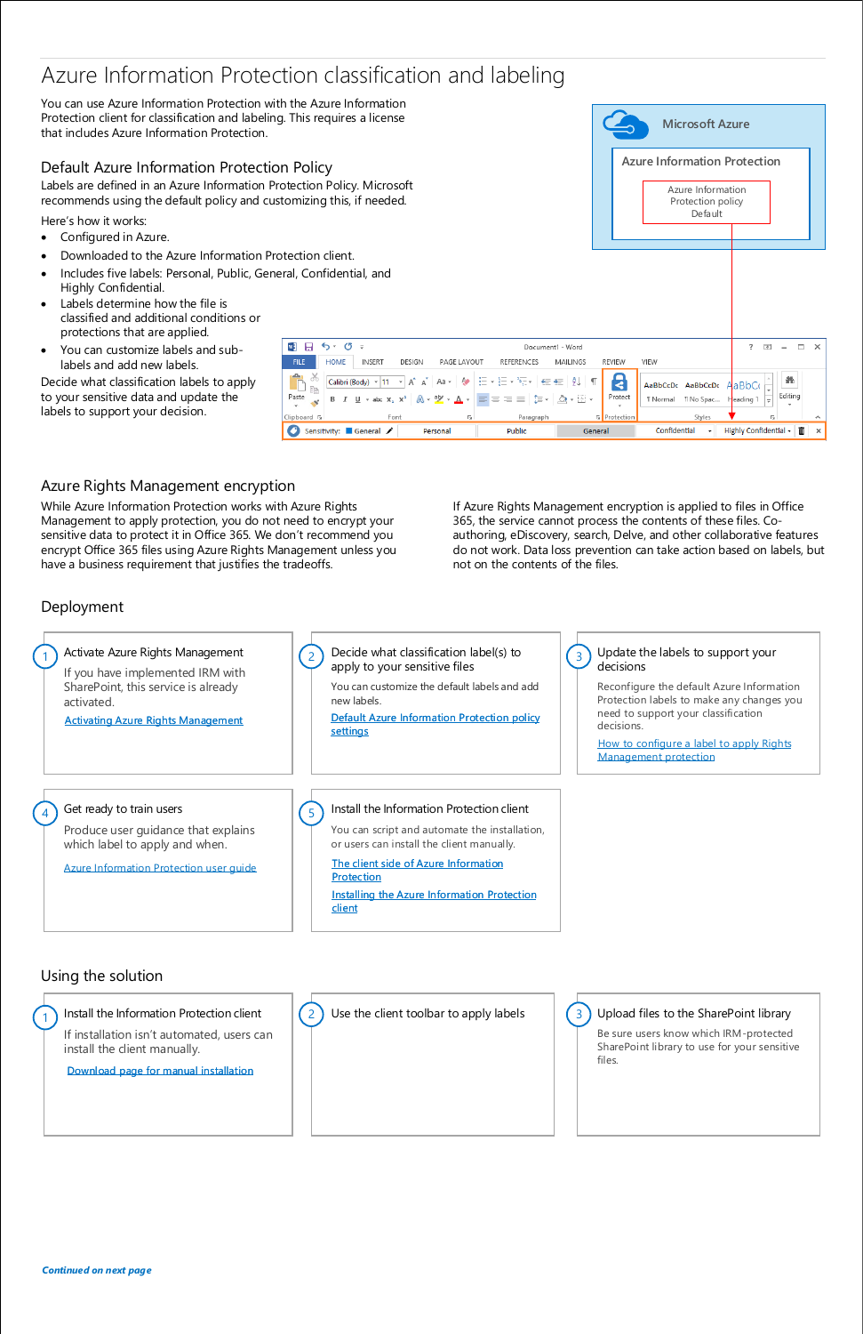# Azure Information Protection classification and labeling

You can use Azure Information Protection with the Azure Information Protection client for classification and labeling. This requires a license that includes Azure Information Protection.

## Default Azure Information Protection Policy

Labels are defined in an Azure Information Protection Policy. Microsoft recommends using the default policy and customizing this, if needed.

Here's how it works:

- Configured in Azure.
- Downloaded to the Azure Information Protection client.
- Includes five labels: Personal, Public, General, Confidential, and Highly Confidential.
- Labels determine how the file is classified and additional conditions or protections that are applied.
- You can customize labels and sub-labels and add new labels.

Decide what classification labels to apply to your sensitive data and update the labels to support your decision.

Microsoft Azure

Azure Information Protection

Azure Information Protection policy Default

Sensitivity: General | Personal | Public | General | Confidential | Highly Confidential

## Azure Rights Management encryption

While Azure Information Protection works with Azure Rights Management to apply protection, you do not need to encrypt your sensitive data to protect it in Office 365. We don't recommend you encrypt Office 365 files using Azure Rights Management unless you have a business requirement that justifies the tradeoffs.

If Azure Rights Management encryption is applied to files in Office 365, the service cannot process the contents of these files. Co-authoring, eDiscovery, search, Delve, and other collaborative features do not work. Data loss prevention can take action based on labels, but not on the contents of the files.

## Deployment

1. **Activate Azure Rights Management**

   If you have implemented IRM with SharePoint, this service is already activated.

   Activating Azure Rights Management

2. **Decide what classification label(s) to apply to your sensitive files**

   You can customize the default labels and add new labels.

   Default Azure Information Protection policy settings

3. **Update the labels to support your decisions**

   Reconfigure the default Azure Information Protection labels to make any changes you need to support your classification decisions.

   How to configure a label to apply Rights Management protection

4. **Get ready to train users**

   Produce user guidance that explains which label to apply and when.

   Azure Information Protection user guide

5. **Install the Information Protection client**

   You can script and automate the installation, or users can install the client manually.

   The client side of Azure Information Protection

   Installing the Azure Information Protection client

## Using the solution

1. **Install the Information Protection client**

   If installation isn't automated, users can install the client manually.

   Download page for manual installation

2. **Use the client toolbar to apply labels**

3. **Upload files to the SharePoint library**

   Be sure users know which IRM-protected SharePoint library to use for your sensitive files.

*Continued on next page*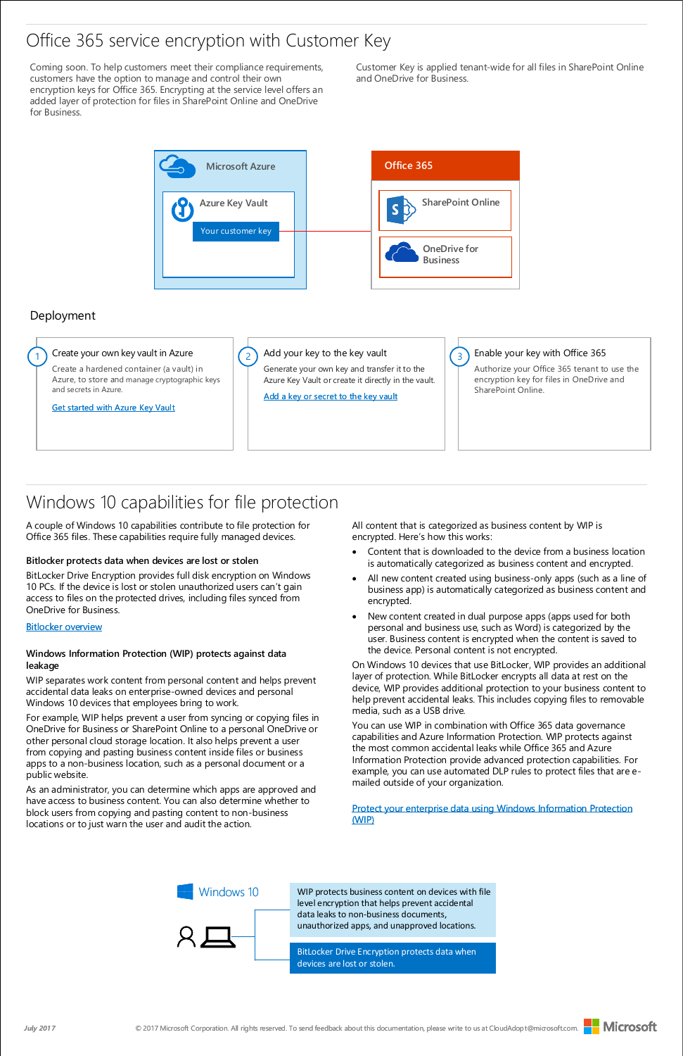# Office 365 service encryption with Customer Key

Coming soon. To help customers meet their compliance requirements, customers have the option to manage and control their own encryption keys for Office 365. Encrypting at the service level offers an added layer of protection for files in SharePoint Online and OneDrive for Business.

Customer Key is applied tenant-wide for all files in SharePoint Online and OneDrive for Business.

Microsoft Azure

Azure Key Vault

Your customer key

Office 365

SharePoint Online

OneDrive for Business

## Deployment

**1 Create your own key vault in Azure**

Create a hardened container (a vault) in Azure, to store and manage cryptographic keys and secrets in Azure.

[Get started with Azure Key Vault]

**2 Add your key to the key vault**

Generate your own key and transfer it to the Azure Key Vault or create it directly in the vault.

[Add a key or secret to the key vault]

**3 Enable your key with Office 365**

Authorize your Office 365 tenant to use the encryption key for files in OneDrive and SharePoint Online.

# Windows 10 capabilities for file protection

A couple of Windows 10 capabilities contribute to file protection for Office 365 files. These capabilities require fully managed devices.

**Bitlocker protects data when devices are lost or stolen**

BitLocker Drive Encryption provides full disk encryption on Windows 10 PCs. If the device is lost or stolen unauthorized users can't gain access to files on the protected drives, including files synced from OneDrive for Business.

[Bitlocker overview]

**Windows Information Protection (WIP) protects against data leakage**

WIP separates work content from personal content and helps prevent accidental data leaks on enterprise-owned devices and personal Windows 10 devices that employees bring to work.

For example, WIP helps prevent a user from syncing or copying files in OneDrive for Business or SharePoint Online to a personal OneDrive or other personal cloud storage location. It also helps prevent a user from copying and pasting business content inside files or business apps to a non-business location, such as a personal document or a public website.

As an administrator, you can determine which apps are approved and have access to business content. You can also determine whether to block users from copying and pasting content to non-business locations or to just warn the user and audit the action.

All content that is categorized as business content by WIP is encrypted. Here's how this works:

- Content that is downloaded to the device from a business location is automatically categorized as business content and encrypted.
- All new content created using business-only apps (such as a line of business app) is automatically categorized as business content and encrypted.
- New content created in dual purpose apps (apps used for both personal and business use, such as Word) is categorized by the user. Business content is encrypted when the content is saved to the device. Personal content is not encrypted.

On Windows 10 devices that use BitLocker, WIP provides an additional layer of protection. While BitLocker encrypts all data at rest on the device, WIP provides additional protection to your business content to help prevent accidental leaks. This includes copying files to removable media, such as a USB drive.

You can use WIP in combination with Office 365 data governance capabilities and Azure Information Protection. WIP protects against the most common accidental leaks while Office 365 and Azure Information Protection provide advanced protection capabilities. For example, you can use automated DLP rules to protect files that are e-mailed outside of your organization.

[Protect your enterprise data using Windows Information Protection (WIP)]

Windows 10

WIP protects business content on devices with file level encryption that helps prevent accidental data leaks to non-business documents, unauthorized apps, and unapproved locations.

BitLocker Drive Encryption protects data when devices are lost or stolen.

July 2017

© 2017 Microsoft Corporation. All rights reserved. To send feedback about this documentation, please write to us at CloudAdopt@microsoft.com.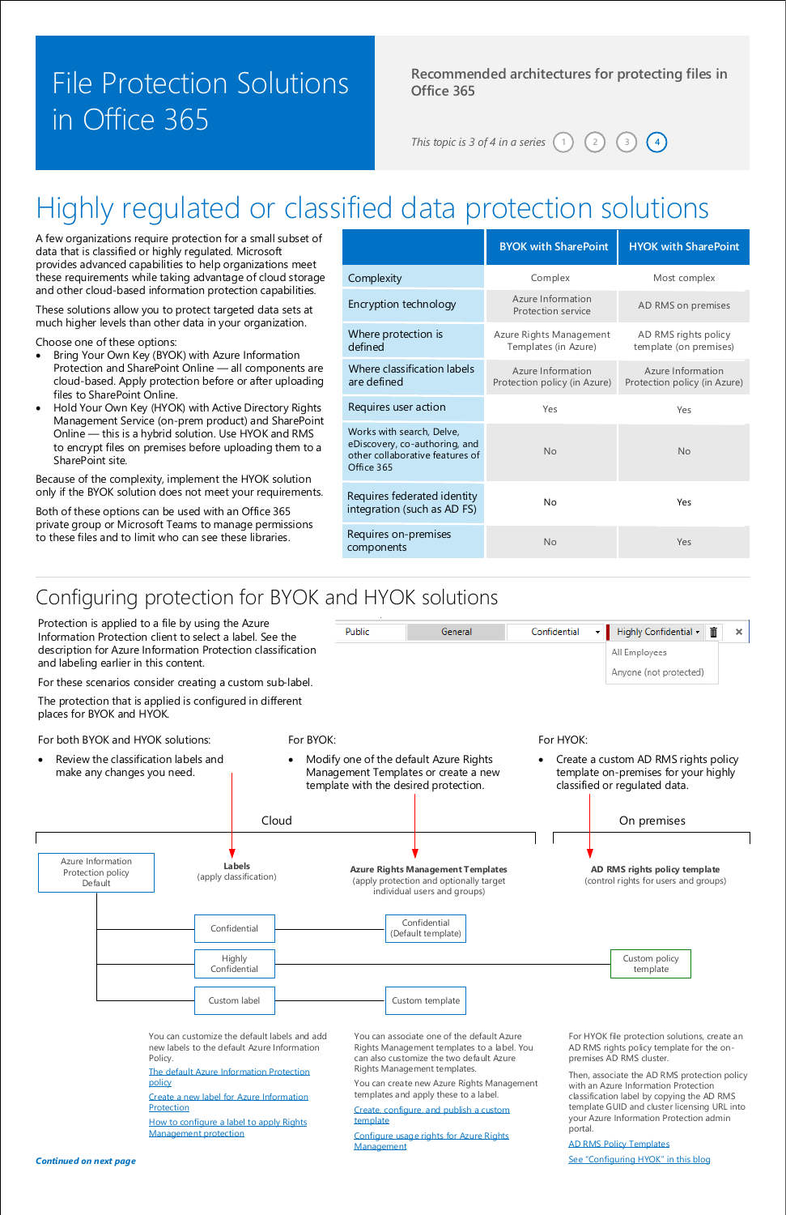# File Protection Solutions in Office 365

Recommended architectures for protecting files in Office 365

*This topic is 3 of 4 in a series* 1 2 3 4

## Highly regulated or classified data protection solutions

A few organizations require protection for a small subset of data that is classified or highly regulated. Microsoft provides advanced capabilities to help organizations meet these requirements while taking advantage of cloud storage and other cloud-based information protection capabilities.

These solutions allow you to protect targeted data sets at much higher levels than other data in your organization.

Choose one of these options:

- Bring Your Own Key (BYOK) with Azure Information Protection and SharePoint Online — all components are cloud-based. Apply protection before or after uploading files to SharePoint Online.
- Hold Your Own Key (HYOK) with Active Directory Rights Management Service (on-prem product) and SharePoint Online — this is a hybrid solution. Use HYOK and RMS to encrypt files on premises before uploading them to a SharePoint site.

Because of the complexity, implement the HYOK solution only if the BYOK solution does not meet your requirements.

Both of these options can be used with an Office 365 private group or Microsoft Teams to manage permissions to these files and to limit who can see these libraries.

| | BYOK with SharePoint | HYOK with SharePoint |
|---|---|---|
| Complexity | Complex | Most complex |
| Encryption technology | Azure Information Protection service | AD RMS on premises |
| Where protection is defined | Azure Rights Management Templates (in Azure) | AD RMS rights policy template (on premises) |
| Where classification labels are defined | Azure Information Protection policy (in Azure) | Azure Information Protection policy (in Azure) |
| Requires user action | Yes | Yes |
| Works with search, Delve, eDiscovery, co-authoring, and other collaborative features of Office 365 | No | No |
| Requires federated identity integration (such as AD FS) | No | Yes |
| Requires on-premises components | No | Yes |

## Configuring protection for BYOK and HYOK solutions

Protection is applied to a file by using the Azure Information Protection client to select a label. See the description for Azure Information Protection classification and labeling earlier in this content.

For these scenarios consider creating a custom sub-label.

The protection that is applied is configured in different places for BYOK and HYOK.

Public | General | Confidential | Highly Confidential
All Employees
Anyone (not protected)

For both BYOK and HYOK solutions:

- Review the classification labels and make any changes you need.

For BYOK:

- Modify one of the default Azure Rights Management Templates or create a new template with the desired protection.

For HYOK:

- Create a custom AD RMS rights policy template on-premises for your highly classified or regulated data.

Cloud | On premises

Azure Information Protection policy Default

**Labels** (apply classification): Confidential; Highly Confidential; Custom label

**Azure Rights Management Templates** (apply protection and optionally target individual users and groups): Confidential (Default template); Custom template

**AD RMS rights policy template** (control rights for users and groups): Custom policy template

You can customize the default labels and add new labels to the default Azure Information Protection Policy.

[The default Azure Information Protection policy](#)

[Create a new label for Azure Information Protection](#)

[How to configure a label to apply Rights Management protection](#)

You can associate one of the default Azure Rights Management templates to a label. You can also customize the two default Azure Rights Management templates.

You can create new Azure Rights Management templates and apply these to a label.

[Create, configure, and publish a custom template](#)

[Configure usage rights for Azure Rights Management](#)

For HYOK file protection solutions, create an AD RMS rights policy template for the on-premises AD RMS cluster.

Then, associate the AD RMS protection policy with an Azure Information Protection classification label by copying the AD RMS template GUID and cluster licensing URL into your Azure Information Protection admin portal.

[AD RMS Policy Templates](#)

[See "Configuring HYOK" in this blog](#)

***Continued on next page***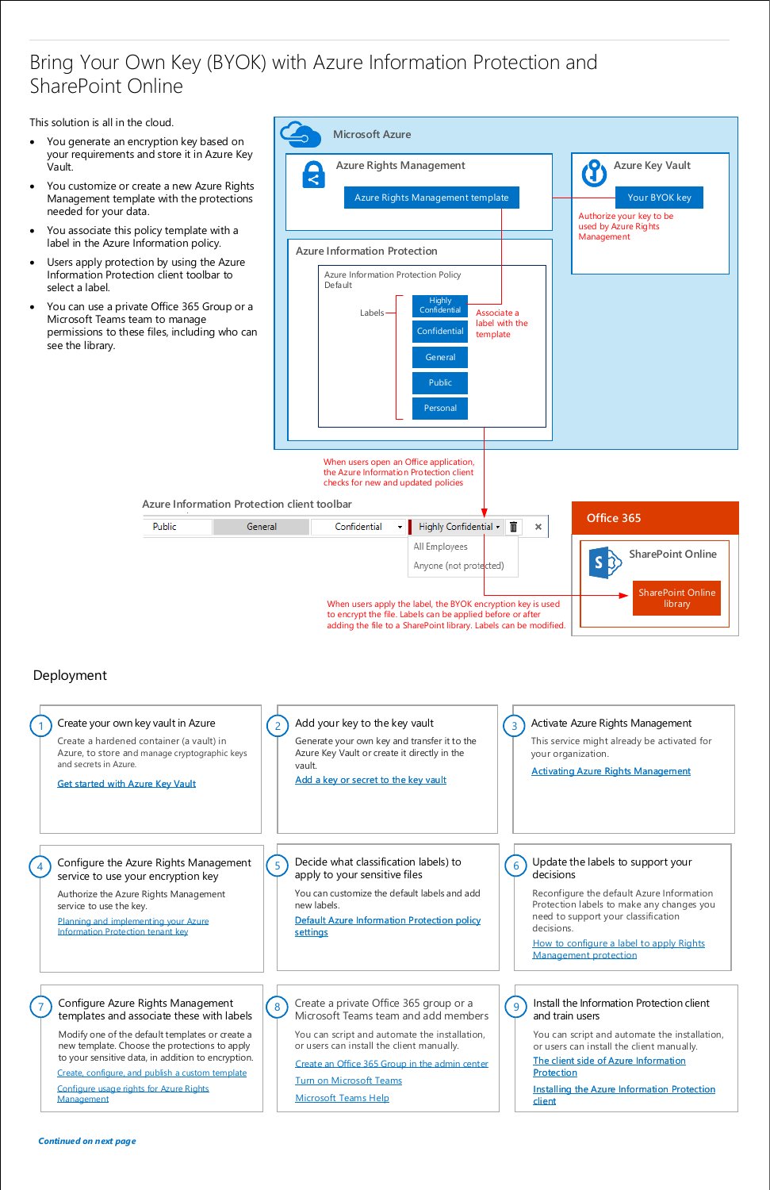# Bring Your Own Key (BYOK) with Azure Information Protection and SharePoint Online

This solution is all in the cloud.

- You generate an encryption key based on your requirements and store it in Azure Key Vault.
- You customize or create a new Azure Rights Management template with the protections needed for your data.
- You associate this policy template with a label in the Azure Information Protection policy.
- Users apply protection by using the Azure Information Protection client toolbar to select a label.
- You can use a private Office 365 Group or a Microsoft Teams team to manage permissions to these files, including who can see the library.

Microsoft Azure

Azure Rights Management

Azure Rights Management template

Azure Key Vault

Your BYOK key

Authorize your key to be used by Azure Rights Management

Azure Information Protection

Azure Information Protection Policy Default

Labels

Highly Confidential

Confidential

General

Public

Personal

Associate a label with the template

When users open an Office application, the Azure Information Protection client checks for new and updated policies

Azure Information Protection client toolbar

Public | General | Confidential | Highly Confidential

All Employees

Anyone (not protected)

When users apply the label, the BYOK encryption key is used to encrypt the file. Labels can be applied before or after adding the file to a SharePoint library. Labels can be modified.

Office 365

SharePoint Online

SharePoint Online library

## Deployment

**1 Create your own key vault in Azure**

Create a hardened container (a vault) in Azure, to store and manage cryptographic keys and secrets in Azure.

Get started with Azure Key Vault

**2 Add your key to the key vault**

Generate your own key and transfer it to the Azure Key Vault or create it directly in the vault.

Add a key or secret to the key vault

**3 Activate Azure Rights Management**

This service might already be activated for your organization.

Activating Azure Rights Management

**4 Configure the Azure Rights Management service to use your encryption key**

Authorize the Azure Rights Management service to use the key.

Planning and implementing your Azure Information Protection tenant key

**5 Decide what classification labels) to apply to your sensitive files**

You can customize the default labels and add new labels.

Default Azure Information Protection policy settings

**6 Update the labels to support your decisions**

Reconfigure the default Azure Information Protection labels to make any changes you need to support your classification decisions.

How to configure a label to apply Rights Management protection

**7 Configure Azure Rights Management templates and associate these with labels**

Modify one of the default templates or create a new template. Choose the protections to apply to your sensitive data, in addition to encryption.

Create, configure, and publish a custom template

Configure usage rights for Azure Rights Management

**8 Create a private Office 365 group or a Microsoft Teams team and add members**

You can script and automate the installation, or users can install the client manually.

Create an Office 365 Group in the admin center

Turn on Microsoft Teams

Microsoft Teams Help

**9 Install the Information Protection client and train users**

You can script and automate the installation, or users can install the client manually.

The client side of Azure Information Protection

Installing the Azure Information Protection client

*Continued on next page*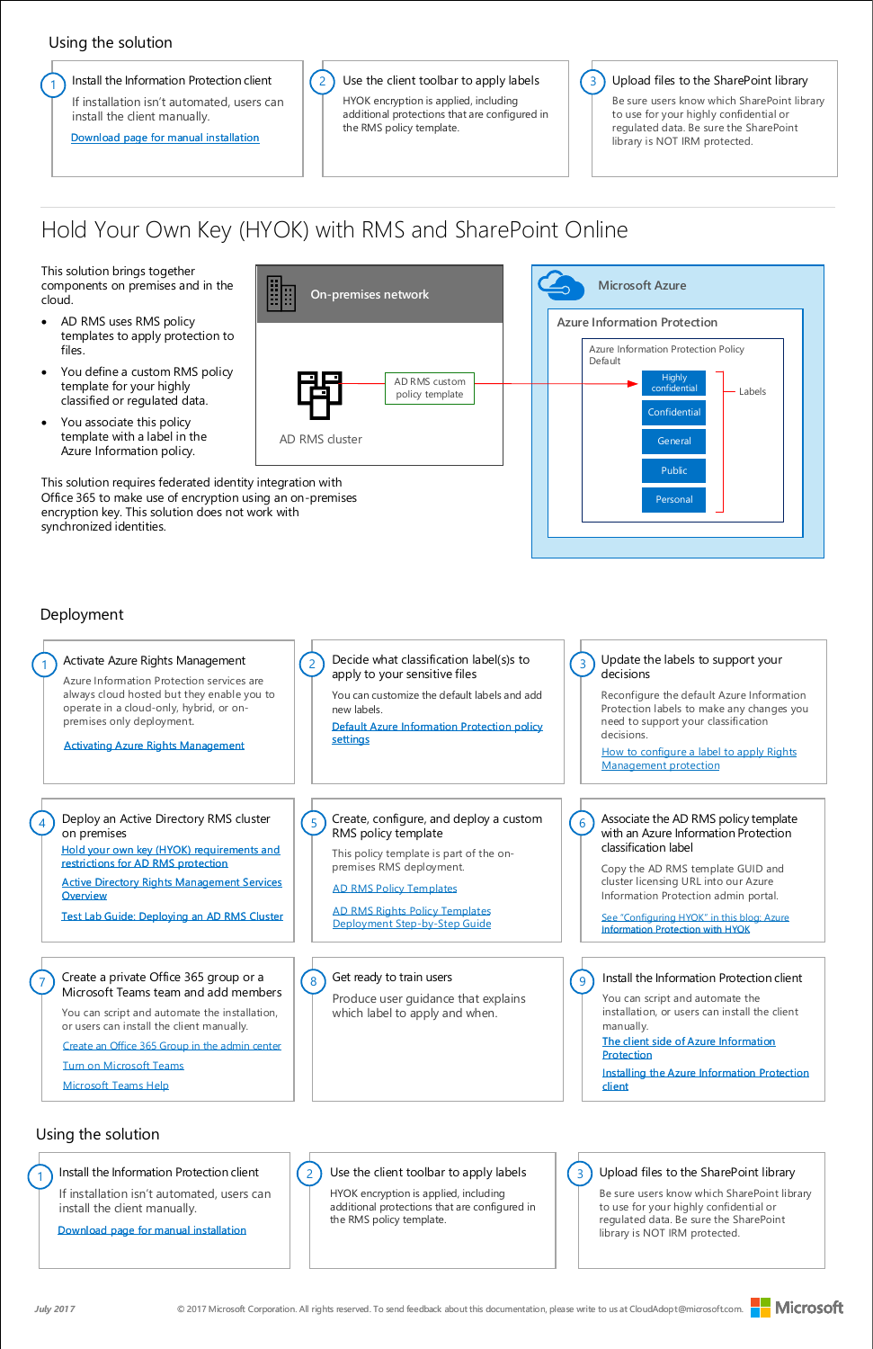## Using the solution

1. **Install the Information Protection client**

   If installation isn't automated, users can install the client manually.

   Download page for manual installation

2. **Use the client toolbar to apply labels**

   HYOK encryption is applied, including additional protections that are configured in the RMS policy template.

3. **Upload files to the SharePoint library**

   Be sure users know which SharePoint library to use for your highly confidential or regulated data. Be sure the SharePoint library is NOT IRM protected.

# Hold Your Own Key (HYOK) with RMS and SharePoint Online

This solution brings together components on premises and in the cloud.

- AD RMS uses RMS policy templates to apply protection to files.
- You define a custom RMS policy template for your highly classified or regulated data.
- You associate this policy template with a label in the Azure Information Protection policy.

This solution requires federated identity integration with Office 365 to make use of encryption using an on-premises encryption key. This solution does not work with synchronized identities.

On-premises network

AD RMS cluster

AD RMS custom policy template

Microsoft Azure

Azure Information Protection

Azure Information Protection Policy Default

Highly confidential

Confidential

General

Public

Personal

Labels

## Deployment

1. **Activate Azure Rights Management**

   Azure Information Protection services are always cloud hosted but they enable you to operate in a cloud-only, hybrid, or on-premises deployment.

   Activating Azure Rights Management

2. **Decide what classification label(s) to apply to your sensitive files**

   You can customize the default labels and add new labels.

   Default Azure Information Protection policy settings

3. **Update the labels to support your decisions**

   Reconfigure the default Azure Information Protection labels to make any changes you need to support your classification decisions.

   How to configure a label to apply Rights Management protection

4. **Deploy an Active Directory RMS cluster on premises**

   Hold your own key (HYOK) requirements and restrictions for AD RMS protection

   Active Directory Rights Management Services Overview

   Test Lab Guide: Deploying an AD RMS Cluster

5. **Create, configure, and deploy a custom RMS policy template**

   This policy template is part of the on-premises RMS deployment.

   AD RMS Policy Templates

   AD RMS Rights Policy Templates Deployment Step-by-Step Guide

6. **Associate the AD RMS policy template with an Azure Information Protection classification label**

   Copy the AD RMS template GUID and cluster licensing URL into our Azure Information Protection admin portal.

   See "Configuring HYOK" in this blog: Azure Information Protection with HYOK

7. **Create a private Office 365 group or a Microsoft Teams team and add members**

   You can script and automate the installation, or users can install the client manually.

   Create an Office 365 Group in the admin center

   Turn on Microsoft Teams

   Microsoft Teams Help

8. **Get ready to train users**

   Produce user guidance that explains which label to apply and when.

9. **Install the Information Protection client**

   You can script and automate the installation, or users can install the client manually.

   The client side of Azure Information Protection

   Installing the Azure Information Protection client

## Using the solution

1. **Install the Information Protection client**

   If installation isn't automated, users can install the client manually.

   Download page for manual installation

2. **Use the client toolbar to apply labels**

   HYOK encryption is applied, including additional protections that are configured in the RMS policy template.

3. **Upload files to the SharePoint library**

   Be sure users know which SharePoint library to use for your highly confidential or regulated data. Be sure the SharePoint library is NOT IRM protected.

July 2017

© 2017 Microsoft Corporation. All rights reserved. To send feedback about this documentation, please write to us at CloudAdopt@microsoft.com.

Microsoft